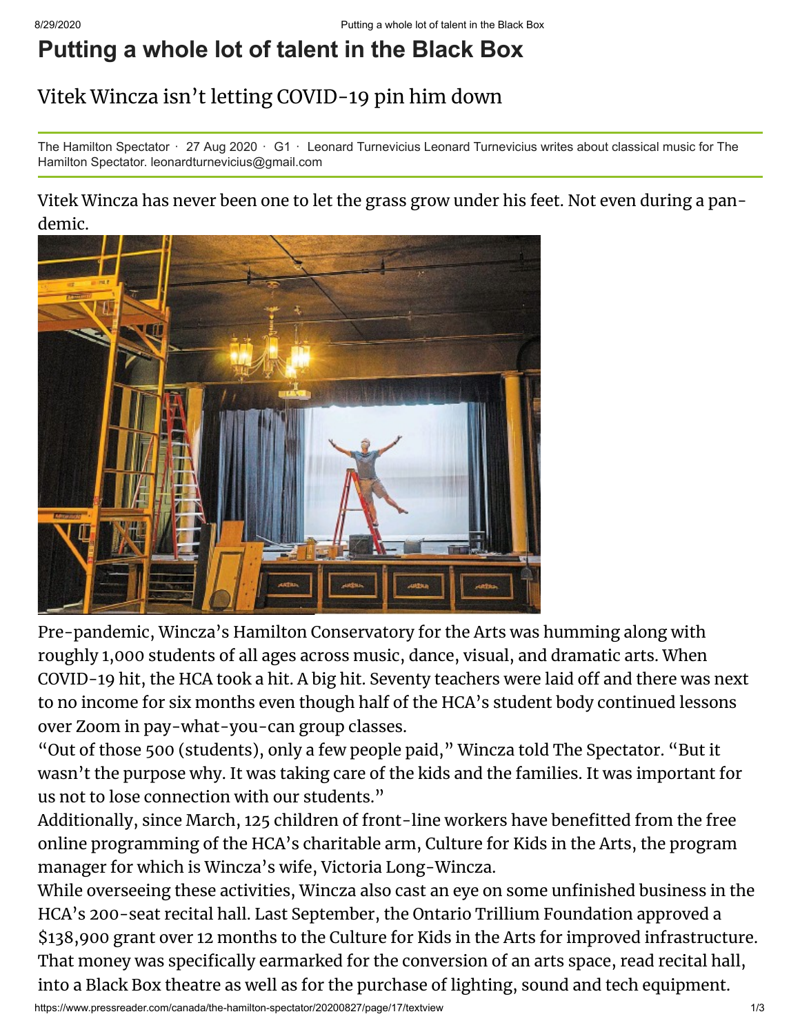# Putting a whole lot of talent in the Black Box

## Vitek Wincza isn't letting COVID-19 pin him down

The Hamilton Spectator · 27 Aug 2020 · G1 · Leonard Turnevicius Leonard Turnevicius writes about classical music for The Hamilton Spectator. leonardturnevicius@gmail.com

Vitek Wincza has never been one to let the grass grow under his feet. Not even during a pandemic.

Pre-pandemic, Wincza's Hamilton Conservatory for the Arts was humming along with roughly 1,000 students of all ages across music, dance, visual, and dramatic arts. When COVID-19 hit, the HCA took a hit. A big hit. Seventy teachers were laid off and there was next to no income for six months even though half of the HCA's student body continued lessons over Zoom in pay-what-you-can group classes.

"Out of those 500 (students), only a few people paid," Wincza told The Spectator. "But it wasn't the purpose why. It was taking care of the kids and the families. It was important for us not to lose connection with our students."

Additionally, since March, 125 children of front-line workers have benefitted from the free online programming of the HCA's charitable arm, Culture for Kids in the Arts, the program manager for which is Wincza's wife, Victoria Long-Wincza.

While overseeing these activities, Wincza also cast an eye on some unfinished business in the HCA's 200-seat recital hall. Last September, the Ontario Trillium Foundation approved a $138,900 grant over 12 months to the Culture for Kids in the Arts for improved infrastructure. That money was specifically earmarked for the conversion of an arts space, read recital hall, into a Black Box theatre as well as for the purchase of lighting, sound and tech equipment.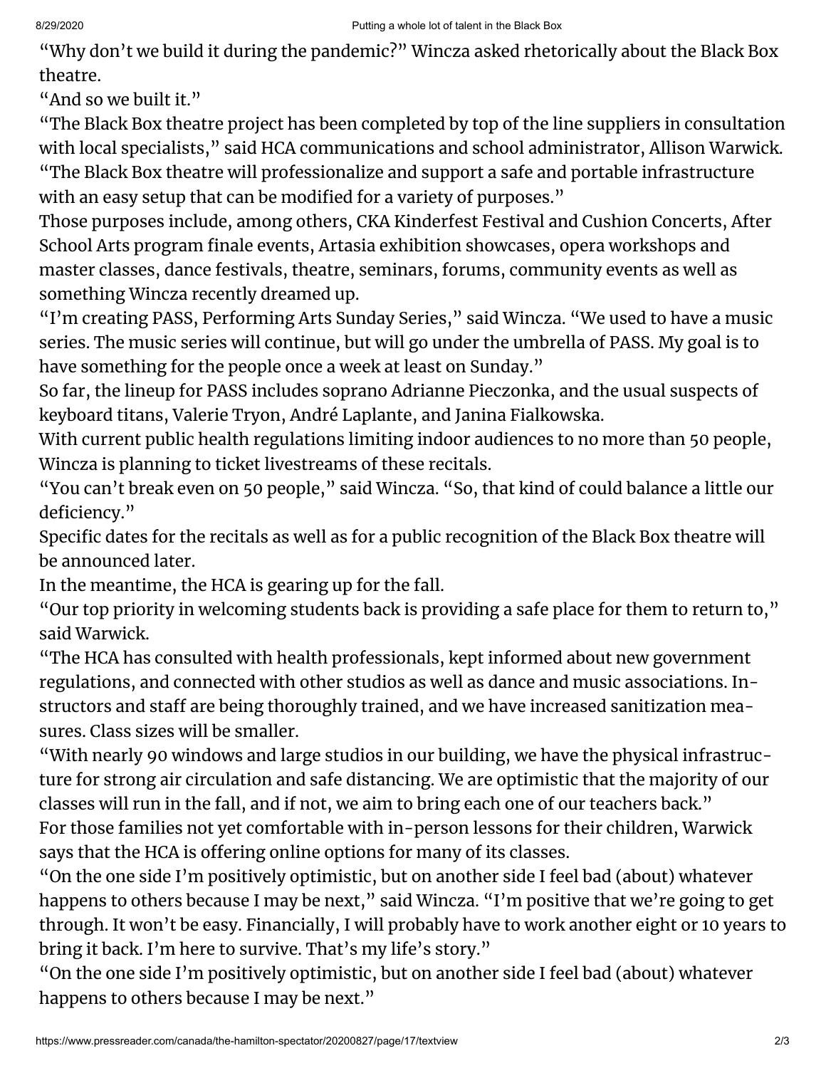"Why don't we build it during the pandemic?" Wincza asked rhetorically about the Black Box theatre.

"And so we built it."

"The Black Box theatre project has been completed by top of the line suppliers in consultation with local specialists," said HCA communications and school administrator, Allison Warwick. "The Black Box theatre will professionalize and support a safe and portable infrastructure with an easy setup that can be modified for a variety of purposes."

Those purposes include, among others, CKA Kinderfest Festival and Cushion Concerts, After School Arts program finale events, Artasia exhibition showcases, opera workshops and master classes, dance festivals, theatre, seminars, forums, community events as well as something Wincza recently dreamed up.

"I'm creating PASS, Performing Arts Sunday Series," said Wincza. "We used to have a music series. The music series will continue, but will go under the umbrella of PASS. My goal is to have something for the people once a week at least on Sunday."

So far, the lineup for PASS includes soprano Adrianne Pieczonka, and the usual suspects of keyboard titans, Valerie Tryon, André Laplante, and Janina Fialkowska.

With current public health regulations limiting indoor audiences to no more than 50 people, Wincza is planning to ticket livestreams of these recitals.

"You can't break even on 50 people," said Wincza. "So, that kind of could balance a little our deficiency."

Specific dates for the recitals as well as for a public recognition of the Black Box theatre will be announced later.

In the meantime, the HCA is gearing up for the fall.

"Our top priority in welcoming students back is providing a safe place for them to return to," said Warwick.

"The HCA has consulted with health professionals, kept informed about new government regulations, and connected with other studios as well as dance and music associations. Instructors and staff are being thoroughly trained, and we have increased sanitization measures. Class sizes will be smaller.

"With nearly 90 windows and large studios in our building, we have the physical infrastructure for strong air circulation and safe distancing. We are optimistic that the majority of our classes will run in the fall, and if not, we aim to bring each one of our teachers back."

For those families not yet comfortable with in-person lessons for their children, Warwick says that the HCA is offering online options for many of its classes.

"On the one side I'm positively optimistic, but on another side I feel bad (about) whatever happens to others because I may be next," said Wincza. "I'm positive that we're going to get through. It won't be easy. Financially, I will probably have to work another eight or 10 years to bring it back. I'm here to survive. That's my life's story."

"On the one side I'm positively optimistic, but on another side I feel bad (about) whatever happens to others because I may be next."